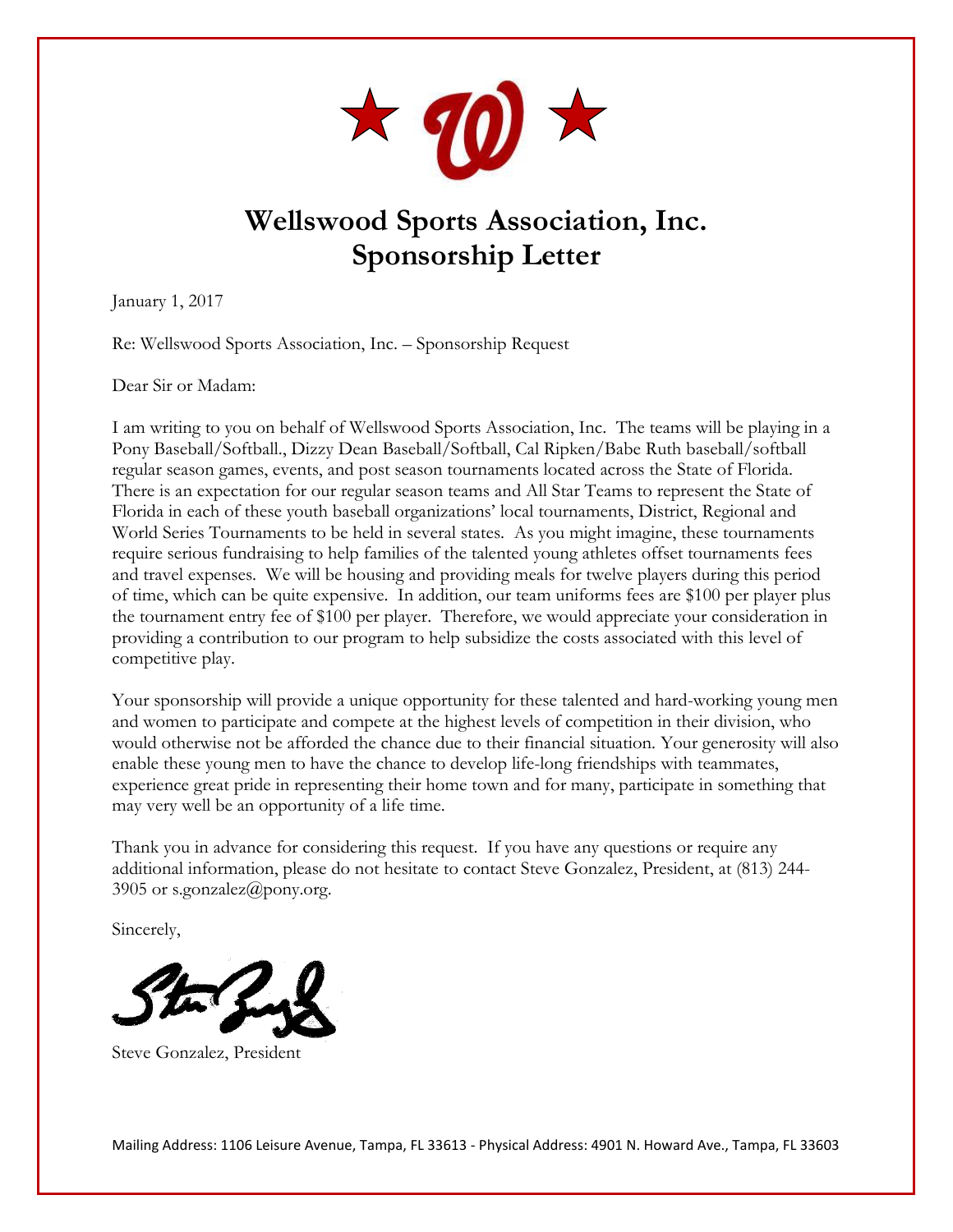# Wellswood Sports Association, Inc.
# Sponsorship Letter

January 1, 2017

Re: Wellswood Sports Association, Inc. – Sponsorship Request

Dear Sir or Madam:

I am writing to you on behalf of Wellswood Sports Association, Inc. The teams will be playing in a Pony Baseball/Softball., Dizzy Dean Baseball/Softball, Cal Ripken/Babe Ruth baseball/softball regular season games, events, and post season tournaments located across the State of Florida. There is an expectation for our regular season teams and All Star Teams to represent the State of Florida in each of these youth baseball organizations' local tournaments, District, Regional and World Series Tournaments to be held in several states. As you might imagine, these tournaments require serious fundraising to help families of the talented young athletes offset tournaments fees and travel expenses. We will be housing and providing meals for twelve players during this period of time, which can be quite expensive. In addition, our team uniforms fees are $100 per player plus the tournament entry fee of $100 per player. Therefore, we would appreciate your consideration in providing a contribution to our program to help subsidize the costs associated with this level of competitive play.

Your sponsorship will provide a unique opportunity for these talented and hard-working young men and women to participate and compete at the highest levels of competition in their division, who would otherwise not be afforded the chance due to their financial situation. Your generosity will also enable these young men to have the chance to develop life-long friendships with teammates, experience great pride in representing their home town and for many, participate in something that may very well be an opportunity of a life time.

Thank you in advance for considering this request. If you have any questions or require any additional information, please do not hesitate to contact Steve Gonzalez, President, at (813) 244-3905 or s.gonzalez@pony.org.

Sincerely,

Steve Gonzalez, President

Mailing Address: 1106 Leisure Avenue, Tampa, FL 33613 - Physical Address: 4901 N. Howard Ave., Tampa, FL 33603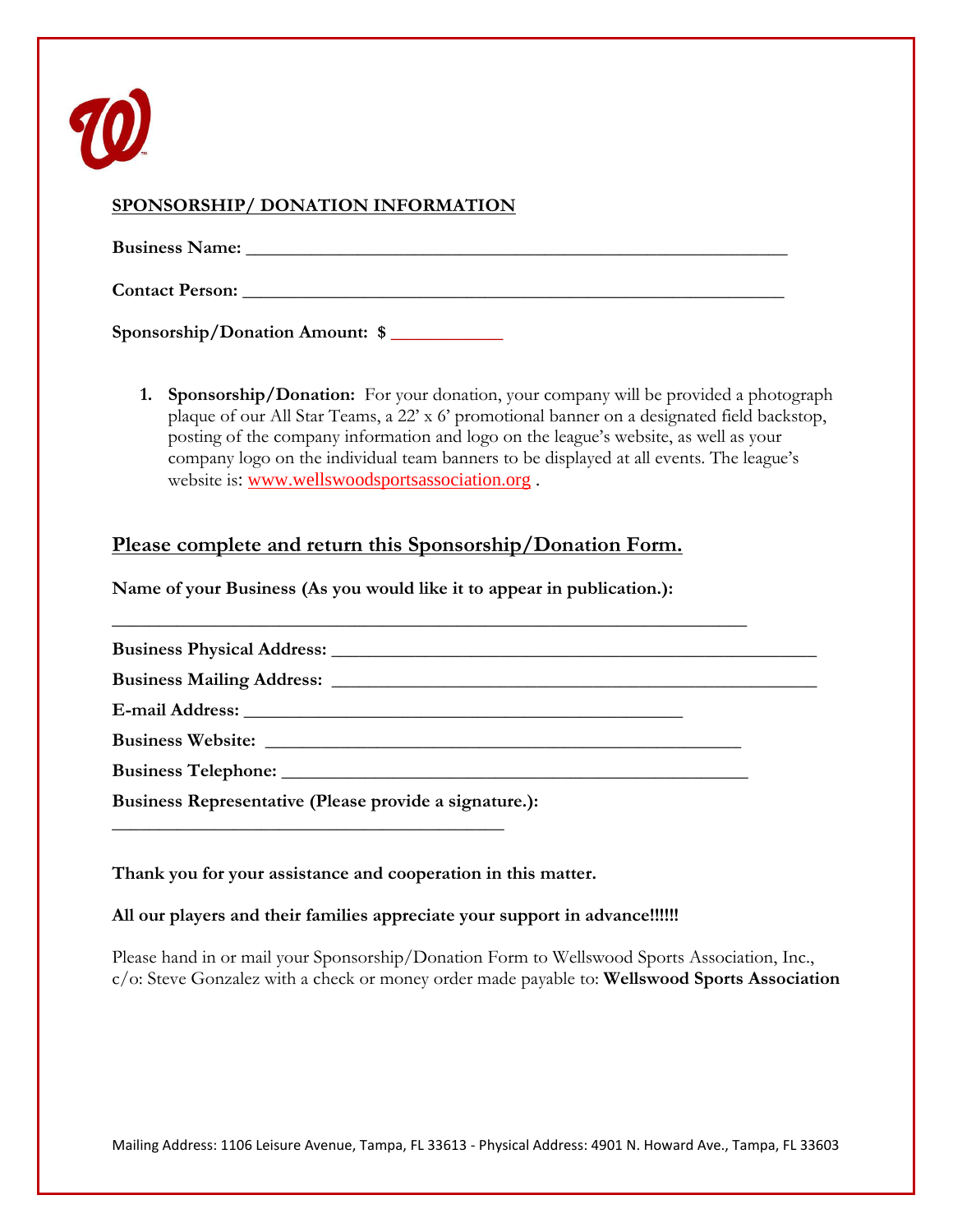**SPONSORSHIP/ DONATION INFORMATION**

**Business Name:** ___________________________________________________________

**Contact Person:** __________________________________________________________

**Sponsorship/Donation Amount: $** ___________

1. **Sponsorship/Donation:** For your donation, your company will be provided a photograph plaque of our All Star Teams, a 22' x 6' promotional banner on a designated field backstop, posting of the company information and logo on the league's website, as well as your company logo on the individual team banners to be displayed at all events. The league's website is: www.wellswoodsportsassociation.org .

## Please complete and return this Sponsorship/Donation Form.

**Name of your Business (As you would like it to appear in publication.):**

_______________________________________________________________________

**Business Physical Address:** _____________________________________________________

**Business Mailing Address:** _____________________________________________________

**E-mail Address:** _______________________________________________

**Business Website:** ____________________________________________________

**Business Telephone:** __________________________________________________

**Business Representative (Please provide a signature.):**

___________________________________________

**Thank you for your assistance and cooperation in this matter.**

**All our players and their families appreciate your support in advance!!!!!!**

Please hand in or mail your Sponsorship/Donation Form to Wellswood Sports Association, Inc., c/o: Steve Gonzalez with a check or money order made payable to: **Wellswood Sports Association**

Mailing Address: 1106 Leisure Avenue, Tampa, FL 33613 - Physical Address: 4901 N. Howard Ave., Tampa, FL 33603